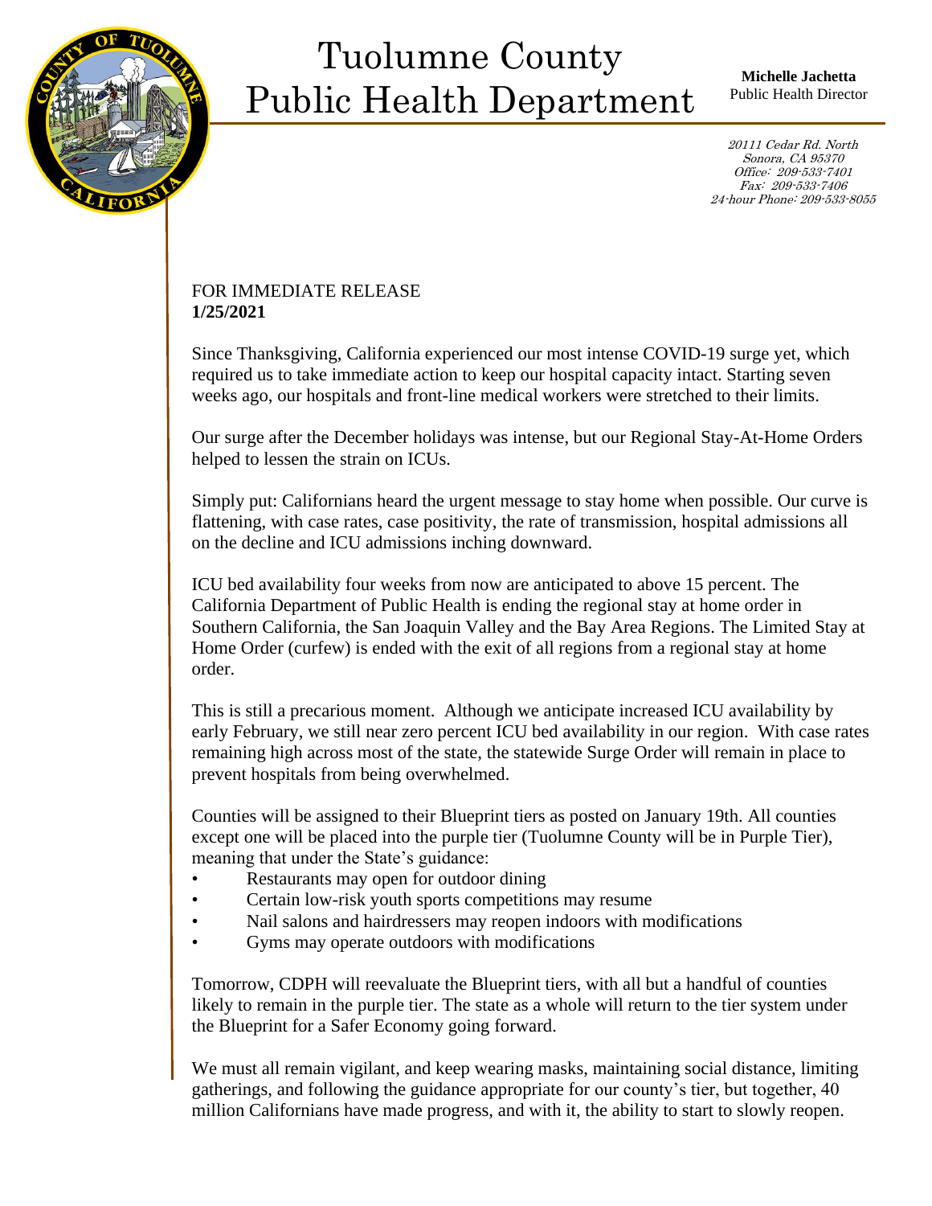# Tuolumne County Public Health Department

**Michelle Jachetta**
Public Health Director

*20111 Cedar Rd. North*
*Sonora, CA 95370*
*Office: 209-533-7401*
*Fax: 209-533-7406*
*24-hour Phone: 209-533-8055*

FOR IMMEDIATE RELEASE
**1/25/2021**

Since Thanksgiving, California experienced our most intense COVID-19 surge yet, which required us to take immediate action to keep our hospital capacity intact. Starting seven weeks ago, our hospitals and front-line medical workers were stretched to their limits.

Our surge after the December holidays was intense, but our Regional Stay-At-Home Orders helped to lessen the strain on ICUs.

Simply put: Californians heard the urgent message to stay home when possible. Our curve is flattening, with case rates, case positivity, the rate of transmission, hospital admissions all on the decline and ICU admissions inching downward.

ICU bed availability four weeks from now are anticipated to above 15 percent. The California Department of Public Health is ending the regional stay at home order in Southern California, the San Joaquin Valley and the Bay Area Regions. The Limited Stay at Home Order (curfew) is ended with the exit of all regions from a regional stay at home order.

This is still a precarious moment. Although we anticipate increased ICU availability by early February, we still near zero percent ICU bed availability in our region. With case rates remaining high across most of the state, the statewide Surge Order will remain in place to prevent hospitals from being overwhelmed.

Counties will be assigned to their Blueprint tiers as posted on January 19th. All counties except one will be placed into the purple tier (Tuolumne County will be in Purple Tier), meaning that under the State's guidance:

- Restaurants may open for outdoor dining
- Certain low-risk youth sports competitions may resume
- Nail salons and hairdressers may reopen indoors with modifications
- Gyms may operate outdoors with modifications

Tomorrow, CDPH will reevaluate the Blueprint tiers, with all but a handful of counties likely to remain in the purple tier. The state as a whole will return to the tier system under the Blueprint for a Safer Economy going forward.

We must all remain vigilant, and keep wearing masks, maintaining social distance, limiting gatherings, and following the guidance appropriate for our county's tier, but together, 40 million Californians have made progress, and with it, the ability to start to slowly reopen.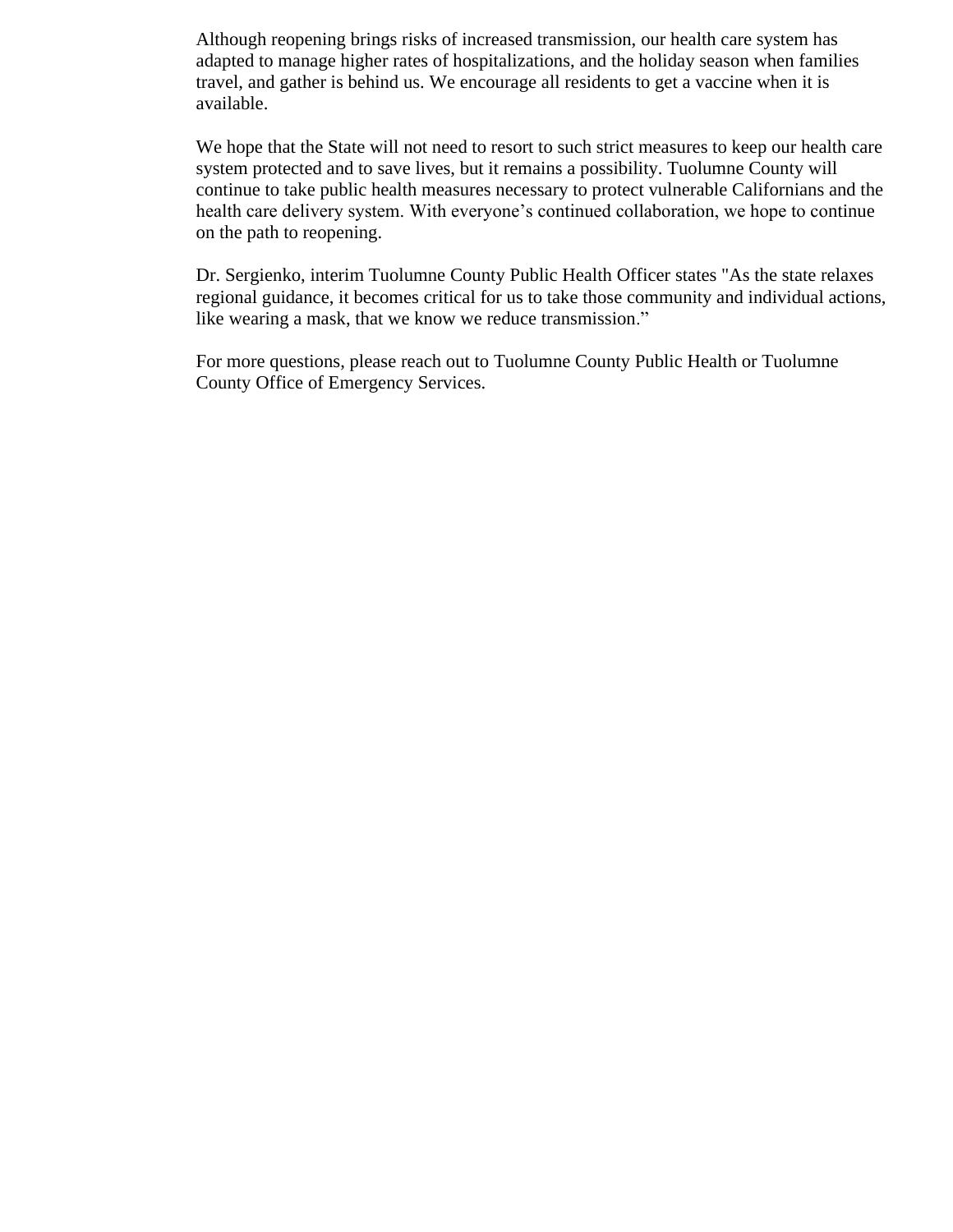Although reopening brings risks of increased transmission, our health care system has adapted to manage higher rates of hospitalizations, and the holiday season when families travel, and gather is behind us. We encourage all residents to get a vaccine when it is available.

We hope that the State will not need to resort to such strict measures to keep our health care system protected and to save lives, but it remains a possibility. Tuolumne County will continue to take public health measures necessary to protect vulnerable Californians and the health care delivery system. With everyone's continued collaboration, we hope to continue on the path to reopening.

Dr. Sergienko, interim Tuolumne County Public Health Officer states "As the state relaxes regional guidance, it becomes critical for us to take those community and individual actions, like wearing a mask, that we know we reduce transmission."

For more questions, please reach out to Tuolumne County Public Health or Tuolumne County Office of Emergency Services.